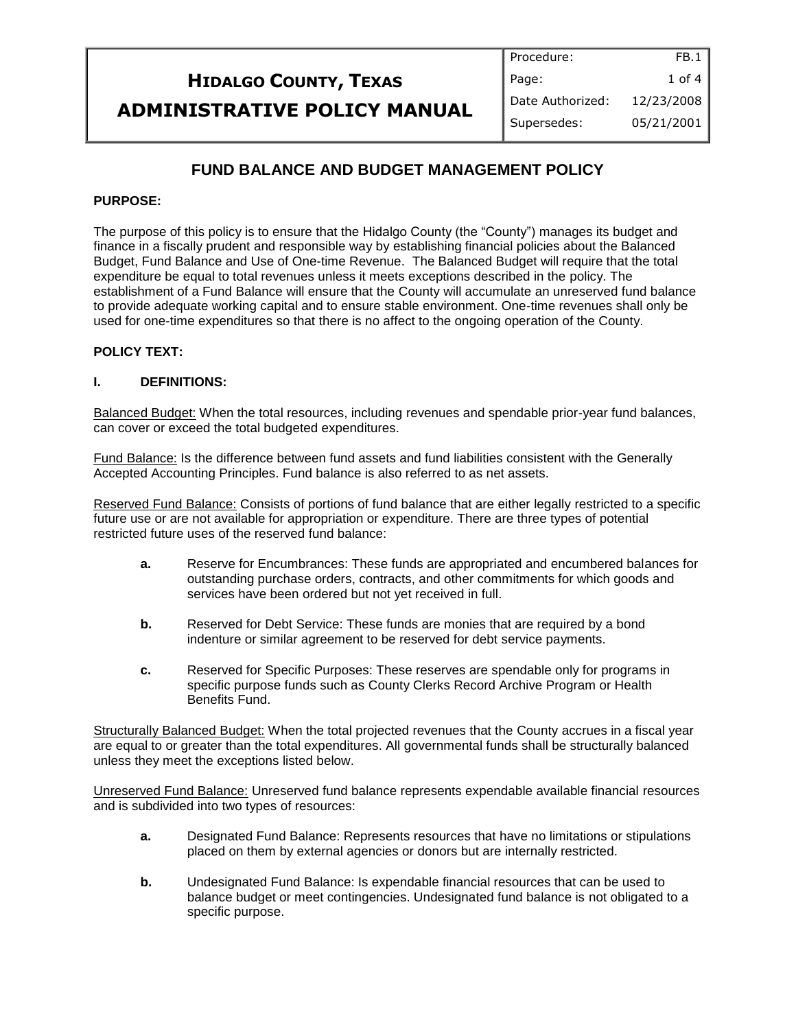# HIDALGO COUNTY, TEXAS
# ADMINISTRATIVE POLICY MANUAL

| Procedure: | FB.1 |
|---|---|
| Date Authorized: | 12/23/2008 |
| Supersedes: | 05/21/2001 |

## FUND BALANCE AND BUDGET MANAGEMENT POLICY

**PURPOSE:**

The purpose of this policy is to ensure that the Hidalgo County (the "County") manages its budget and finance in a fiscally prudent and responsible way by establishing financial policies about the Balanced Budget, Fund Balance and Use of One-time Revenue. The Balanced Budget will require that the total expenditure be equal to total revenues unless it meets exceptions described in the policy. The establishment of a Fund Balance will ensure that the County will accumulate an unreserved fund balance to provide adequate working capital and to ensure stable environment. One-time revenues shall only be used for one-time expenditures so that there is no affect to the ongoing operation of the County.

**POLICY TEXT:**

**I. DEFINITIONS:**

Balanced Budget: When the total resources, including revenues and spendable prior-year fund balances, can cover or exceed the total budgeted expenditures.

Fund Balance: Is the difference between fund assets and fund liabilities consistent with the Generally Accepted Accounting Principles. Fund balance is also referred to as net assets.

Reserved Fund Balance: Consists of portions of fund balance that are either legally restricted to a specific future use or are not available for appropriation or expenditure. There are three types of potential restricted future uses of the reserved fund balance:

- **a.** Reserve for Encumbrances: These funds are appropriated and encumbered balances for outstanding purchase orders, contracts, and other commitments for which goods and services have been ordered but not yet received in full.
- **b.** Reserved for Debt Service: These funds are monies that are required by a bond indenture or similar agreement to be reserved for debt service payments.
- **c.** Reserved for Specific Purposes: These reserves are spendable only for programs in specific purpose funds such as County Clerks Record Archive Program or Health Benefits Fund.

Structurally Balanced Budget: When the total projected revenues that the County accrues in a fiscal year are equal to or greater than the total expenditures. All governmental funds shall be structurally balanced unless they meet the exceptions listed below.

Unreserved Fund Balance: Unreserved fund balance represents expendable available financial resources and is subdivided into two types of resources:

- **a.** Designated Fund Balance: Represents resources that have no limitations or stipulations placed on them by external agencies or donors but are internally restricted.
- **b.** Undesignated Fund Balance: Is expendable financial resources that can be used to balance budget or meet contingencies. Undesignated fund balance is not obligated to a specific purpose.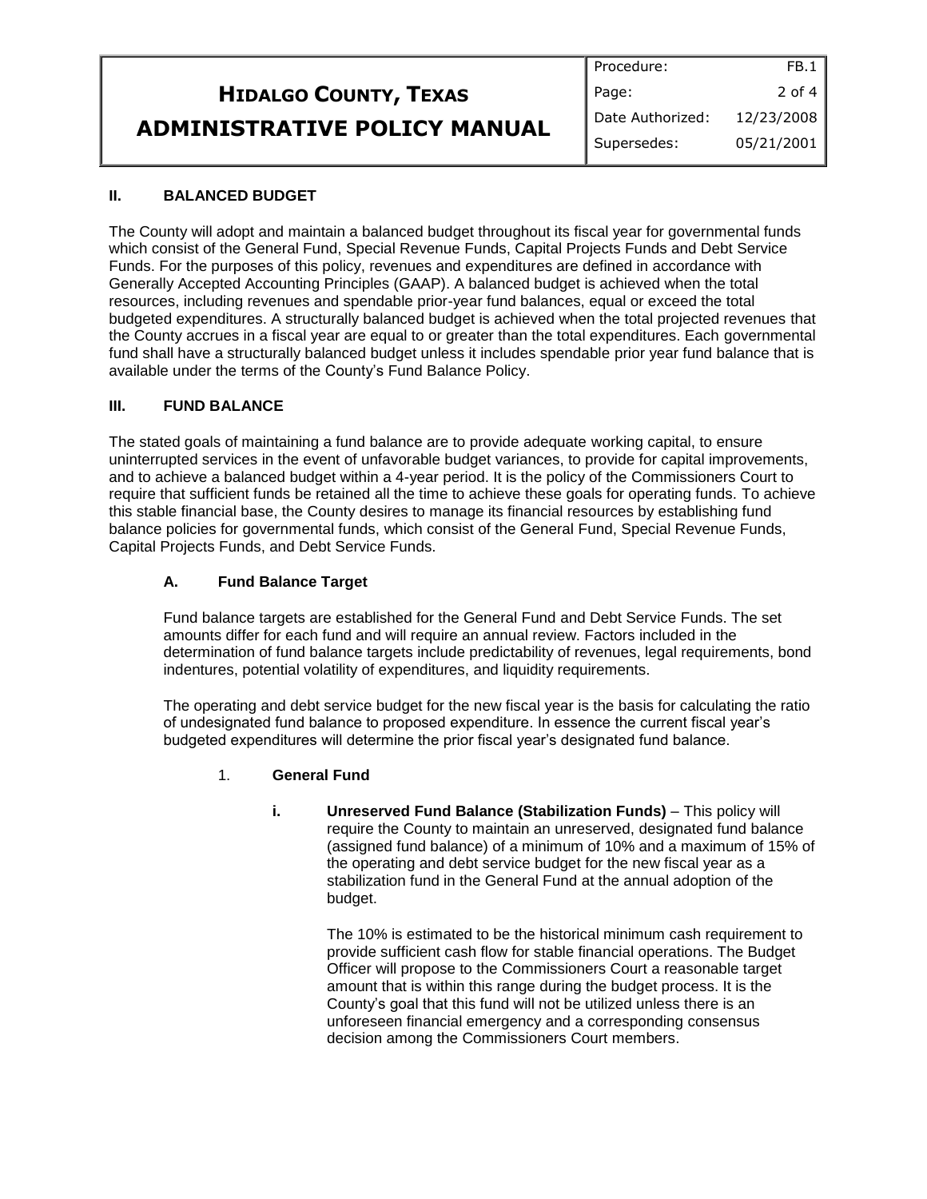## II. BALANCED BUDGET

The County will adopt and maintain a balanced budget throughout its fiscal year for governmental funds which consist of the General Fund, Special Revenue Funds, Capital Projects Funds and Debt Service Funds. For the purposes of this policy, revenues and expenditures are defined in accordance with Generally Accepted Accounting Principles (GAAP). A balanced budget is achieved when the total resources, including revenues and spendable prior-year fund balances, equal or exceed the total budgeted expenditures. A structurally balanced budget is achieved when the total projected revenues that the County accrues in a fiscal year are equal to or greater than the total expenditures. Each governmental fund shall have a structurally balanced budget unless it includes spendable prior year fund balance that is available under the terms of the County's Fund Balance Policy.

## III. FUND BALANCE

The stated goals of maintaining a fund balance are to provide adequate working capital, to ensure uninterrupted services in the event of unfavorable budget variances, to provide for capital improvements, and to achieve a balanced budget within a 4-year period. It is the policy of the Commissioners Court to require that sufficient funds be retained all the time to achieve these goals for operating funds. To achieve this stable financial base, the County desires to manage its financial resources by establishing fund balance policies for governmental funds, which consist of the General Fund, Special Revenue Funds, Capital Projects Funds, and Debt Service Funds.

### A. Fund Balance Target

Fund balance targets are established for the General Fund and Debt Service Funds. The set amounts differ for each fund and will require an annual review. Factors included in the determination of fund balance targets include predictability of revenues, legal requirements, bond indentures, potential volatility of expenditures, and liquidity requirements.

The operating and debt service budget for the new fiscal year is the basis for calculating the ratio of undesignated fund balance to proposed expenditure. In essence the current fiscal year's budgeted expenditures will determine the prior fiscal year's designated fund balance.

#### 1. General Fund

**i. Unreserved Fund Balance (Stabilization Funds)** – This policy will require the County to maintain an unreserved, designated fund balance (assigned fund balance) of a minimum of 10% and a maximum of 15% of the operating and debt service budget for the new fiscal year as a stabilization fund in the General Fund at the annual adoption of the budget.

The 10% is estimated to be the historical minimum cash requirement to provide sufficient cash flow for stable financial operations. The Budget Officer will propose to the Commissioners Court a reasonable target amount that is within this range during the budget process. It is the County's goal that this fund will not be utilized unless there is an unforeseen financial emergency and a corresponding consensus decision among the Commissioners Court members.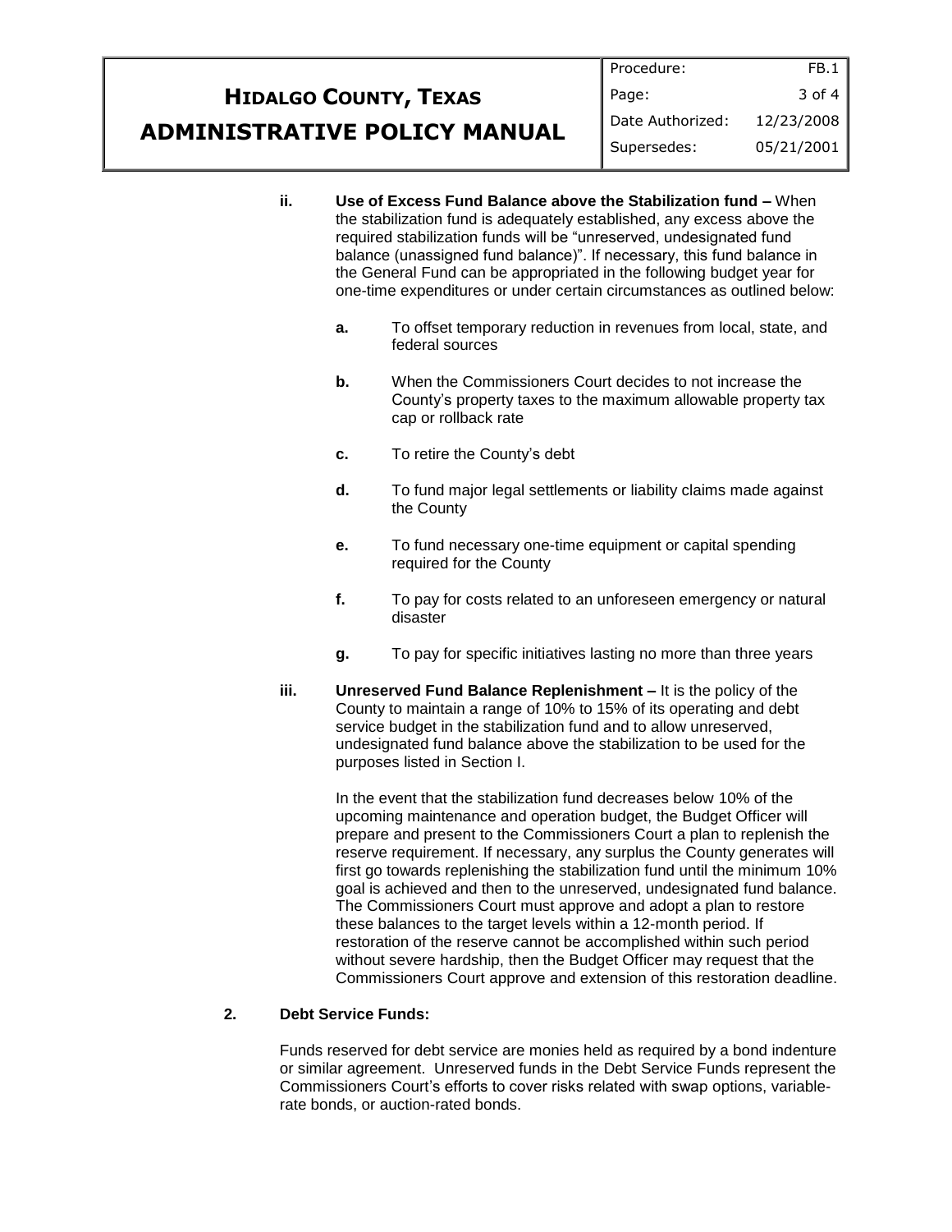**ii. Use of Excess Fund Balance above the Stabilization fund –** When the stabilization fund is adequately established, any excess above the required stabilization funds will be "unreserved, undesignated fund balance (unassigned fund balance)". If necessary, this fund balance in the General Fund can be appropriated in the following budget year for one-time expenditures or under certain circumstances as outlined below:

- **a.** To offset temporary reduction in revenues from local, state, and federal sources
- **b.** When the Commissioners Court decides to not increase the County's property taxes to the maximum allowable property tax cap or rollback rate
- **c.** To retire the County's debt
- **d.** To fund major legal settlements or liability claims made against the County
- **e.** To fund necessary one-time equipment or capital spending required for the County
- **f.** To pay for costs related to an unforeseen emergency or natural disaster
- **g.** To pay for specific initiatives lasting no more than three years

**iii. Unreserved Fund Balance Replenishment –** It is the policy of the County to maintain a range of 10% to 15% of its operating and debt service budget in the stabilization fund and to allow unreserved, undesignated fund balance above the stabilization to be used for the purposes listed in Section I.

In the event that the stabilization fund decreases below 10% of the upcoming maintenance and operation budget, the Budget Officer will prepare and present to the Commissioners Court a plan to replenish the reserve requirement. If necessary, any surplus the County generates will first go towards replenishing the stabilization fund until the minimum 10% goal is achieved and then to the unreserved, undesignated fund balance. The Commissioners Court must approve and adopt a plan to restore these balances to the target levels within a 12-month period. If restoration of the reserve cannot be accomplished within such period without severe hardship, then the Budget Officer may request that the Commissioners Court approve and extension of this restoration deadline.

**2. Debt Service Funds:**

Funds reserved for debt service are monies held as required by a bond indenture or similar agreement. Unreserved funds in the Debt Service Funds represent the Commissioners Court's efforts to cover risks related with swap options, variable-rate bonds, or auction-rated bonds.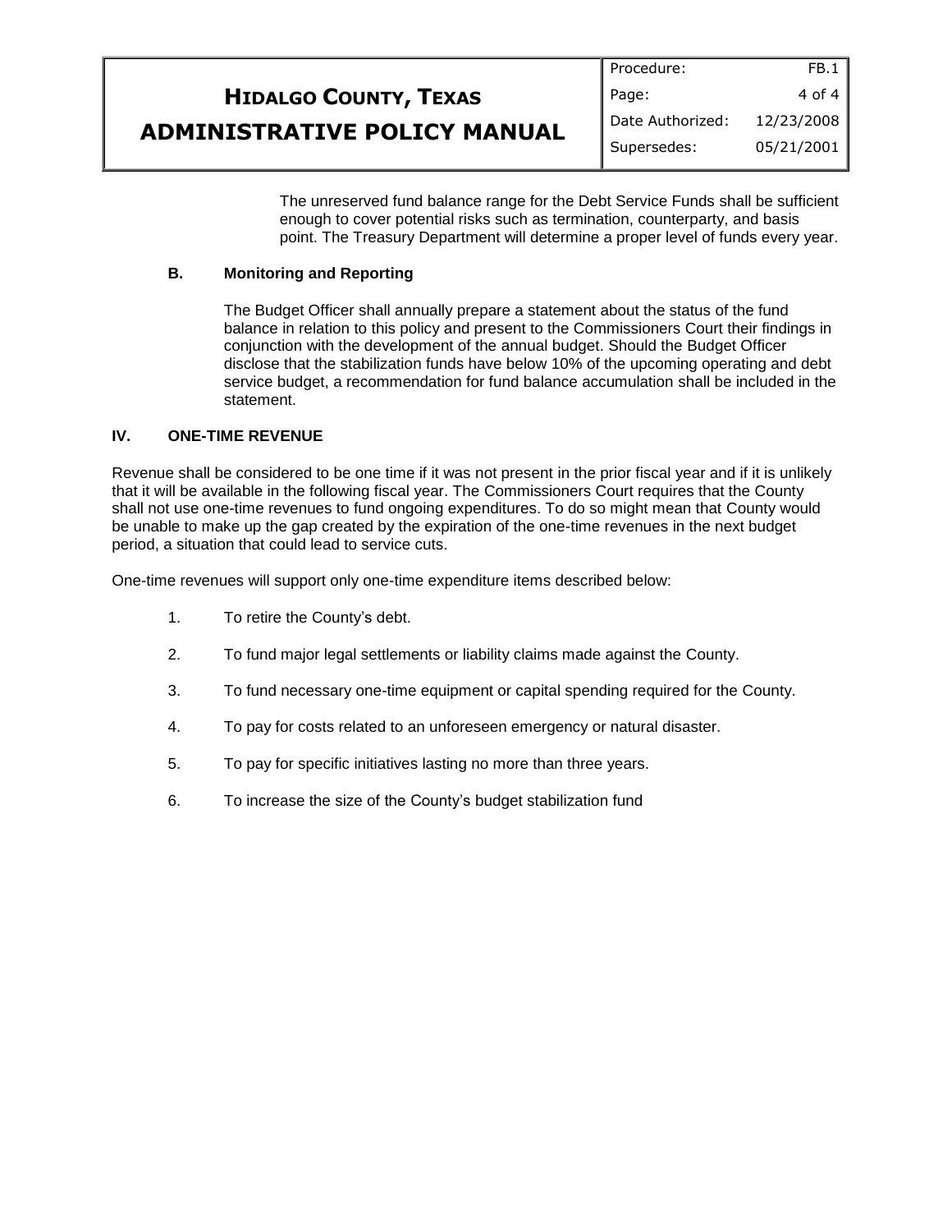The unreserved fund balance range for the Debt Service Funds shall be sufficient enough to cover potential risks such as termination, counterparty, and basis point. The Treasury Department will determine a proper level of funds every year.

### B. Monitoring and Reporting

The Budget Officer shall annually prepare a statement about the status of the fund balance in relation to this policy and present to the Commissioners Court their findings in conjunction with the development of the annual budget. Should the Budget Officer disclose that the stabilization funds have below 10% of the upcoming operating and debt service budget, a recommendation for fund balance accumulation shall be included in the statement.

## IV. ONE-TIME REVENUE

Revenue shall be considered to be one time if it was not present in the prior fiscal year and if it is unlikely that it will be available in the following fiscal year. The Commissioners Court requires that the County shall not use one-time revenues to fund ongoing expenditures. To do so might mean that County would be unable to make up the gap created by the expiration of the one-time revenues in the next budget period, a situation that could lead to service cuts.

One-time revenues will support only one-time expenditure items described below:

1. To retire the County's debt.
2. To fund major legal settlements or liability claims made against the County.
3. To fund necessary one-time equipment or capital spending required for the County.
4. To pay for costs related to an unforeseen emergency or natural disaster.
5. To pay for specific initiatives lasting no more than three years.
6. To increase the size of the County's budget stabilization fund